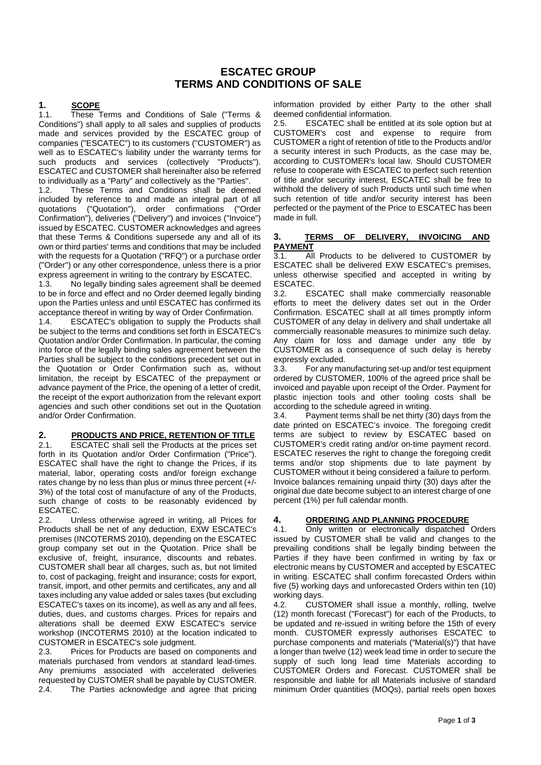# ESCATEC GROUP
# TERMS AND CONDITIONS OF SALE

## 1. SCOPE

1.1. These Terms and Conditions of Sale ("Terms & Conditions") shall apply to all sales and supplies of products made and services provided by the ESCATEC group of companies ("ESCATEC") to its customers ("CUSTOMER") as well as to ESCATEC's liability under the warranty terms for such products and services (collectively "Products"). ESCATEC and CUSTOMER shall hereinafter also be referred to individually as a "Party" and collectively as the "Parties".

1.2. These Terms and Conditions shall be deemed included by reference to and made an integral part of all quotations ("Quotation"), order confirmations ("Order Confirmation"), deliveries ("Delivery") and invoices ("Invoice") issued by ESCATEC. CUSTOMER acknowledges and agrees that these Terms & Conditions supersede any and all of its own or third parties' terms and conditions that may be included with the requests for a Quotation ("RFQ") or a purchase order ("Order") or any other correspondence, unless there is a prior express agreement in writing to the contrary by ESCATEC.

1.3. No legally binding sales agreement shall be deemed to be in force and effect and no Order deemed legally binding upon the Parties unless and until ESCATEC has confirmed its acceptance thereof in writing by way of Order Confirmation.

1.4. ESCATEC's obligation to supply the Products shall be subject to the terms and conditions set forth in ESCATEC's Quotation and/or Order Confirmation. In particular, the coming into force of the legally binding sales agreement between the Parties shall be subject to the conditions precedent set out in the Quotation or Order Confirmation such as, without limitation, the receipt by ESCATEC of the prepayment or advance payment of the Price, the opening of a letter of credit, the receipt of the export authorization from the relevant export agencies and such other conditions set out in the Quotation and/or Order Confirmation.

## 2. PRODUCTS AND PRICE, RETENTION OF TITLE

2.1. ESCATEC shall sell the Products at the prices set forth in its Quotation and/or Order Confirmation ("Price"). ESCATEC shall have the right to change the Prices, if its material, labor, operating costs and/or foreign exchange rates change by no less than plus or minus three percent (+/- 3%) of the total cost of manufacture of any of the Products, such change of costs to be reasonably evidenced by ESCATEC.

2.2. Unless otherwise agreed in writing, all Prices for Products shall be net of any deduction, EXW ESCATEC's premises (INCOTERMS 2010), depending on the ESCATEC group company set out in the Quotation. Price shall be exclusive of, freight, insurance, discounts and rebates. CUSTOMER shall bear all charges, such as, but not limited to, cost of packaging, freight and insurance; costs for export, transit, import, and other permits and certificates, any and all taxes including any value added or sales taxes (but excluding ESCATEC's taxes on its income), as well as any and all fees, duties, dues, and customs charges. Prices for repairs and alterations shall be deemed EXW ESCATEC's service workshop (INCOTERMS 2010) at the location indicated to CUSTOMER in ESCATEC's sole judgment.

2.3. Prices for Products are based on components and materials purchased from vendors at standard lead-times. Any premiums associated with accelerated deliveries requested by CUSTOMER shall be payable by CUSTOMER.

2.4. The Parties acknowledge and agree that pricing information provided by either Party to the other shall deemed confidential information.

2.5. ESCATEC shall be entitled at its sole option but at CUSTOMER's cost and expense to require from CUSTOMER a right of retention of title to the Products and/or a security interest in such Products, as the case may be, according to CUSTOMER's local law. Should CUSTOMER refuse to cooperate with ESCATEC to perfect such retention of title and/or security interest, ESCATEC shall be free to withhold the delivery of such Products until such time when such retention of title and/or security interest has been perfected or the payment of the Price to ESCATEC has been made in full.

## 3. TERMS OF DELIVERY, INVOICING AND PAYMENT

3.1. All Products to be delivered to CUSTOMER by ESCATEC shall be delivered EXW ESCATEC's premises, unless otherwise specified and accepted in writing by ESCATEC.

3.2. ESCATEC shall make commercially reasonable efforts to meet the delivery dates set out in the Order Confirmation. ESCATEC shall at all times promptly inform CUSTOMER of any delay in delivery and shall undertake all commercially reasonable measures to minimize such delay. Any claim for loss and damage under any title by CUSTOMER as a consequence of such delay is hereby expressly excluded.

3.3. For any manufacturing set-up and/or test equipment ordered by CUSTOMER, 100% of the agreed price shall be invoiced and payable upon receipt of the Order. Payment for plastic injection tools and other tooling costs shall be according to the schedule agreed in writing.

3.4. Payment terms shall be net thirty (30) days from the date printed on ESCATEC's invoice. The foregoing credit terms are subject to review by ESCATEC based on CUSTOMER's credit rating and/or on-time payment record. ESCATEC reserves the right to change the foregoing credit terms and/or stop shipments due to late payment by CUSTOMER without it being considered a failure to perform. Invoice balances remaining unpaid thirty (30) days after the original due date become subject to an interest charge of one percent (1%) per full calendar month.

## 4. ORDERING AND PLANNING PROCEDURE

4.1. Only written or electronically dispatched Orders issued by CUSTOMER shall be valid and changes to the prevailing conditions shall be legally binding between the Parties if they have been confirmed in writing by fax or electronic means by CUSTOMER and accepted by ESCATEC in writing. ESCATEC shall confirm forecasted Orders within five (5) working days and unforecasted Orders within ten (10) working days.

4.2. CUSTOMER shall issue a monthly, rolling, twelve (12) month forecast ("Forecast") for each of the Products, to be updated and re-issued in writing before the 15th of every month. CUSTOMER expressly authorises ESCATEC to purchase components and materials ("Material(s)") that have a longer than twelve (12) week lead time in order to secure the supply of such long lead time Materials according to CUSTOMER Orders and Forecast. CUSTOMER shall be responsible and liable for all Materials inclusive of standard minimum Order quantities (MOQs), partial reels open boxes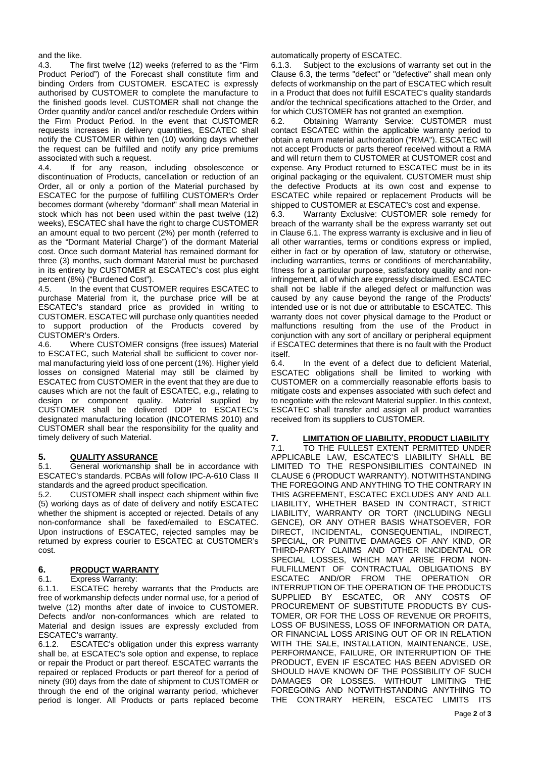and the like.

4.3. The first twelve (12) weeks (referred to as the "Firm Product Period") of the Forecast shall constitute firm and binding Orders from CUSTOMER. ESCATEC is expressly authorised by CUSTOMER to complete the manufacture to the finished goods level. CUSTOMER shall not change the Order quantity and/or cancel and/or reschedule Orders within the Firm Product Period. In the event that CUSTOMER requests increases in delivery quantities, ESCATEC shall notify the CUSTOMER within ten (10) working days whether the request can be fulfilled and notify any price premiums associated with such a request.

4.4. If for any reason, including obsolescence or discontinuation of Products, cancellation or reduction of an Order, all or only a portion of the Material purchased by ESCATEC for the purpose of fulfilling CUSTOMER's Order becomes dormant (whereby "dormant" shall mean Material in stock which has not been used within the past twelve (12) weeks), ESCATEC shall have the right to charge CUSTOMER an amount equal to two percent (2%) per month (referred to as the "Dormant Material Charge") of the dormant Material cost. Once such dormant Material has remained dormant for three (3) months, such dormant Material must be purchased in its entirety by CUSTOMER at ESCATEC's cost plus eight percent (8%) ("Burdened Cost").

4.5. In the event that CUSTOMER requires ESCATEC to purchase Material from it, the purchase price will be at ESCATEC's standard price as provided in writing to CUSTOMER. ESCATEC will purchase only quantities needed to support production of the Products covered by CUSTOMER's Orders.

4.6. Where CUSTOMER consigns (free issues) Material to ESCATEC, such Material shall be sufficient to cover normal manufacturing yield loss of one percent (1%). Higher yield losses on consigned Material may still be claimed by ESCATEC from CUSTOMER in the event that they are due to causes which are not the fault of ESCATEC, e.g., relating to design or component quality. Material supplied by CUSTOMER shall be delivered DDP to ESCATEC's designated manufacturing location (INCOTERMS 2010) and CUSTOMER shall bear the responsibility for the quality and timely delivery of such Material.

## 5. QUALITY ASSURANCE

5.1. General workmanship shall be in accordance with ESCATEC's standards. PCBAs will follow IPC-A-610 Class II standards and the agreed product specification.

5.2. CUSTOMER shall inspect each shipment within five (5) working days as of date of delivery and notify ESCATEC whether the shipment is accepted or rejected. Details of any non-conformance shall be faxed/emailed to ESCATEC. Upon instructions of ESCATEC, rejected samples may be returned by express courier to ESCATEC at CUSTOMER's cost.

## 6. PRODUCT WARRANTY

6.1. Express Warranty:

6.1.1. ESCATEC hereby warrants that the Products are free of workmanship defects under normal use, for a period of twelve (12) months after date of invoice to CUSTOMER. Defects and/or non-conformances which are related to Material and design issues are expressly excluded from ESCATEC's warranty.

6.1.2. ESCATEC's obligation under this express warranty shall be, at ESCATEC's sole option and expense, to replace or repair the Product or part thereof. ESCATEC warrants the repaired or replaced Products or part thereof for a period of ninety (90) days from the date of shipment to CUSTOMER or through the end of the original warranty period, whichever period is longer. All Products or parts replaced become automatically property of ESCATEC.

6.1.3. Subject to the exclusions of warranty set out in the Clause 6.3, the terms "defect" or "defective" shall mean only defects of workmanship on the part of ESCATEC which result in a Product that does not fulfill ESCATEC's quality standards and/or the technical specifications attached to the Order, and for which CUSTOMER has not granted an exemption.

6.2. Obtaining Warranty Service: CUSTOMER must contact ESCATEC within the applicable warranty period to obtain a return material authorization ("RMA"). ESCATEC will not accept Products or parts thereof received without a RMA and will return them to CUSTOMER at CUSTOMER cost and expense. Any Product returned to ESCATEC must be in its original packaging or the equivalent. CUSTOMER must ship the defective Products at its own cost and expense to ESCATEC while repaired or replacement Products will be shipped to CUSTOMER at ESCATEC's cost and expense.

6.3. Warranty Exclusive: CUSTOMER sole remedy for breach of the warranty shall be the express warranty set out in Clause 6.1. The express warranty is exclusive and in lieu of all other warranties, terms or conditions express or implied, either in fact or by operation of law, statutory or otherwise, including warranties, terms or conditions of merchantability, fitness for a particular purpose, satisfactory quality and non-infringement, all of which are expressly disclaimed. ESCATEC shall not be liable if the alleged defect or malfunction was caused by any cause beyond the range of the Products' intended use or is not due or attributable to ESCATEC. This warranty does not cover physical damage to the Product or malfunctions resulting from the use of the Product in conjunction with any sort of ancillary or peripheral equipment if ESCATEC determines that there is no fault with the Product itself.

6.4. In the event of a defect due to deficient Material, ESCATEC obligations shall be limited to working with CUSTOMER on a commercially reasonable efforts basis to mitigate costs and expenses associated with such defect and to negotiate with the relevant Material supplier. In this context, ESCATEC shall transfer and assign all product warranties received from its suppliers to CUSTOMER.

## 7. LIMITATION OF LIABILITY, PRODUCT LIABILITY

7.1. TO THE FULLEST EXTENT PERMITTED UNDER APPLICABLE LAW, ESCATEC'S LIABILITY SHALL BE LIMITED TO THE RESPONSIBILITIES CONTAINED IN CLAUSE 6 (PRODUCT WARRANTY). NOTWITHSTANDING THE FOREGOING AND ANYTHING TO THE CONTRARY IN THIS AGREEMENT, ESCATEC EXCLUDES ANY AND ALL LIABILITY, WHETHER BASED IN CONTRACT, STRICT LIABILITY, WARRANTY OR TORT (INCLUDING NEGLIGENCE), OR ANY OTHER BASIS WHATSOEVER, FOR DIRECT, INCIDENTAL, CONSEQUENTIAL, INDIRECT, SPECIAL, OR PUNITIVE DAMAGES OF ANY KIND, OR THIRD-PARTY CLAIMS AND OTHER INCIDENTAL OR SPECIAL LOSSES, WHICH MAY ARISE FROM NON-FULFILLMENT OF CONTRACTUAL OBLIGATIONS BY ESCATEC AND/OR FROM THE OPERATION OR INTERRUPTION OF THE OPERATION OF THE PRODUCTS SUPPLIED BY ESCATEC, OR ANY COSTS OF PROCUREMENT OF SUBSTITUTE PRODUCTS BY CUSTOMER, OR FOR THE LOSS OF REVENUE OR PROFITS, LOSS OF BUSINESS, LOSS OF INFORMATION OR DATA, OR FINANCIAL LOSS ARISING OUT OF OR IN RELATION WITH THE SALE, INSTALLATION, MAINTENANCE, USE, PERFORMANCE, FAILURE, OR INTERRUPTION OF THE PRODUCT, EVEN IF ESCATEC HAS BEEN ADVISED OR SHOULD HAVE KNOWN OF THE POSSIBILITY OF SUCH DAMAGES OR LOSSES. WITHOUT LIMITING THE FOREGOING AND NOTWITHSTANDING ANYTHING TO THE CONTRARY HEREIN, ESCATEC LIMITS ITS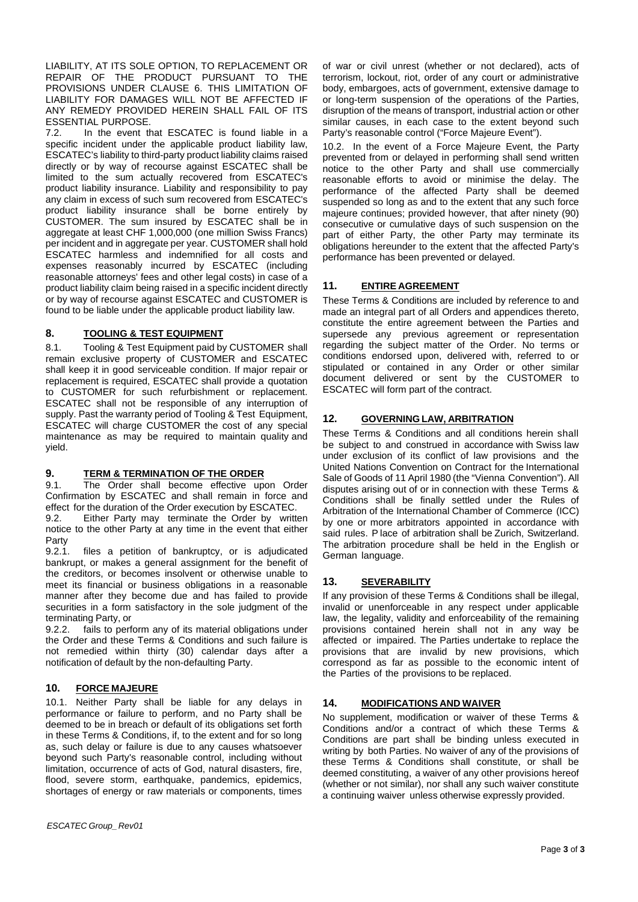LIABILITY, AT ITS SOLE OPTION, TO REPLACEMENT OR REPAIR OF THE PRODUCT PURSUANT TO THE PROVISIONS UNDER CLAUSE 6. THIS LIMITATION OF LIABILITY FOR DAMAGES WILL NOT BE AFFECTED IF ANY REMEDY PROVIDED HEREIN SHALL FAIL OF ITS ESSENTIAL PURPOSE.

7.2. In the event that ESCATEC is found liable in a specific incident under the applicable product liability law, ESCATEC's liability to third-party product liability claims raised directly or by way of recourse against ESCATEC shall be limited to the sum actually recovered from ESCATEC's product liability insurance. Liability and responsibility to pay any claim in excess of such sum recovered from ESCATEC's product liability insurance shall be borne entirely by CUSTOMER. The sum insured by ESCATEC shall be in aggregate at least CHF 1,000,000 (one million Swiss Francs) per incident and in aggregate per year. CUSTOMER shall hold ESCATEC harmless and indemnified for all costs and expenses reasonably incurred by ESCATEC (including reasonable attorneys' fees and other legal costs) in case of a product liability claim being raised in a specific incident directly or by way of recourse against ESCATEC and CUSTOMER is found to be liable under the applicable product liability law.

## 8. TOOLING & TEST EQUIPMENT

8.1. Tooling & Test Equipment paid by CUSTOMER shall remain exclusive property of CUSTOMER and ESCATEC shall keep it in good serviceable condition. If major repair or replacement is required, ESCATEC shall provide a quotation to CUSTOMER for such refurbishment or replacement. ESCATEC shall not be responsible of any interruption of supply. Past the warranty period of Tooling & Test Equipment, ESCATEC will charge CUSTOMER the cost of any special maintenance as may be required to maintain quality and yield.

## 9. TERM & TERMINATION OF THE ORDER

9.1. The Order shall become effective upon Order Confirmation by ESCATEC and shall remain in force and effect for the duration of the Order execution by ESCATEC.

9.2. Either Party may terminate the Order by written notice to the other Party at any time in the event that either Party

9.2.1. files a petition of bankruptcy, or is adjudicated bankrupt, or makes a general assignment for the benefit of the creditors, or becomes insolvent or otherwise unable to meet its financial or business obligations in a reasonable manner after they become due and has failed to provide securities in a form satisfactory in the sole judgment of the terminating Party, or

9.2.2. fails to perform any of its material obligations under the Order and these Terms & Conditions and such failure is not remedied within thirty (30) calendar days after a notification of default by the non-defaulting Party.

## 10. FORCE MAJEURE

10.1. Neither Party shall be liable for any delays in performance or failure to perform, and no Party shall be deemed to be in breach or default of its obligations set forth in these Terms & Conditions, if, to the extent and for so long as, such delay or failure is due to any causes whatsoever beyond such Party's reasonable control, including without limitation, occurrence of acts of God, natural disasters, fire, flood, severe storm, earthquake, pandemics, epidemics, shortages of energy or raw materials or components, times of war or civil unrest (whether or not declared), acts of terrorism, lockout, riot, order of any court or administrative body, embargoes, acts of government, extensive damage to or long-term suspension of the operations of the Parties, disruption of the means of transport, industrial action or other similar causes, in each case to the extent beyond such Party's reasonable control ("Force Majeure Event").

10.2. In the event of a Force Majeure Event, the Party prevented from or delayed in performing shall send written notice to the other Party and shall use commercially reasonable efforts to avoid or minimise the delay. The performance of the affected Party shall be deemed suspended so long as and to the extent that any such force majeure continues; provided however, that after ninety (90) consecutive or cumulative days of such suspension on the part of either Party, the other Party may terminate its obligations hereunder to the extent that the affected Party's performance has been prevented or delayed.

## 11. ENTIRE AGREEMENT

These Terms & Conditions are included by reference to and made an integral part of all Orders and appendices thereto, constitute the entire agreement between the Parties and supersede any previous agreement or representation regarding the subject matter of the Order. No terms or conditions endorsed upon, delivered with, referred to or stipulated or contained in any Order or other similar document delivered or sent by the CUSTOMER to ESCATEC will form part of the contract.

## 12. GOVERNING LAW, ARBITRATION

These Terms & Conditions and all conditions herein shall be subject to and construed in accordance with Swiss law under exclusion of its conflict of law provisions and the United Nations Convention on Contract for the International Sale of Goods of 11 April 1980 (the "Vienna Convention"). All disputes arising out of or in connection with these Terms & Conditions shall be finally settled under the Rules of Arbitration of the International Chamber of Commerce (ICC) by one or more arbitrators appointed in accordance with said rules. Place of arbitration shall be Zurich, Switzerland. The arbitration procedure shall be held in the English or German language.

## 13. SEVERABILITY

If any provision of these Terms & Conditions shall be illegal, invalid or unenforceable in any respect under applicable law, the legality, validity and enforceability of the remaining provisions contained herein shall not in any way be affected or impaired. The Parties undertake to replace the provisions that are invalid by new provisions, which correspond as far as possible to the economic intent of the Parties of the provisions to be replaced.

## 14. MODIFICATIONS AND WAIVER

No supplement, modification or waiver of these Terms & Conditions and/or a contract of which these Terms & Conditions are part shall be binding unless executed in writing by both Parties. No waiver of any of the provisions of these Terms & Conditions shall constitute, or shall be deemed constituting, a waiver of any other provisions hereof (whether or not similar), nor shall any such waiver constitute a continuing waiver unless otherwise expressly provided.

*ESCATEC Group_ Rev01*